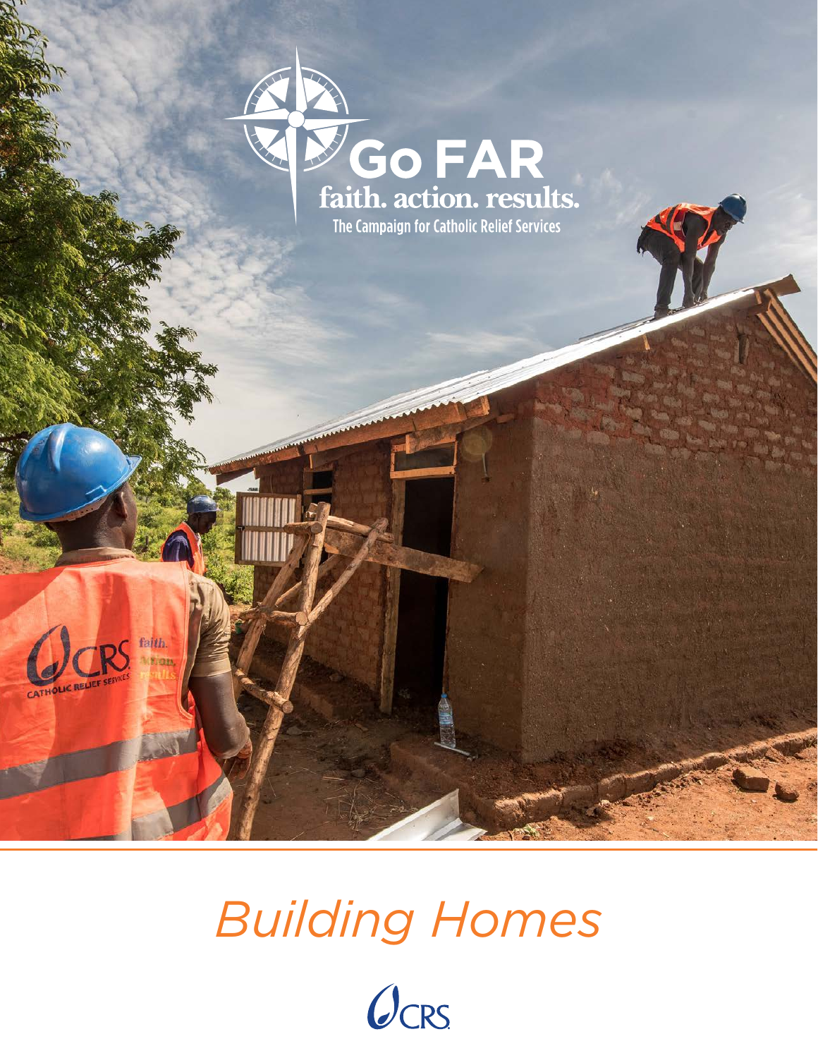# Go FAR

faith. action. results.

The Campaign for Catholic Relief Services

# *Building Homes*

CRS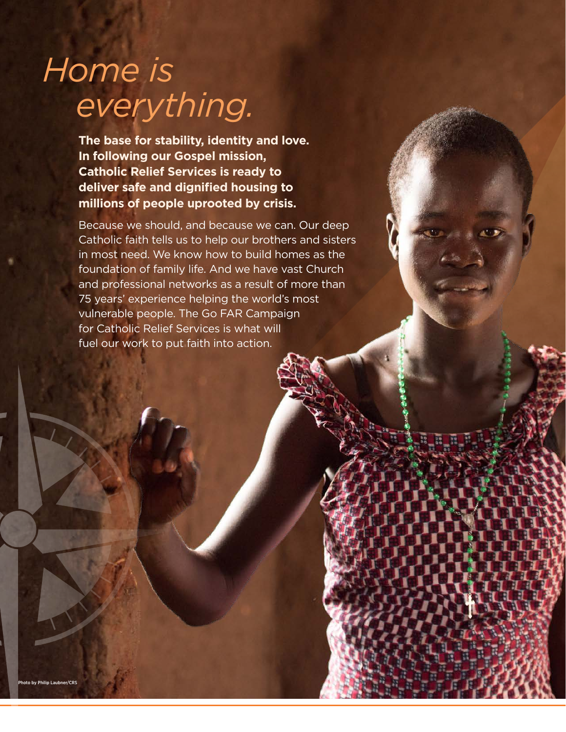# *Home is everything.*

**The base for stability, identity and love. In following our Gospel mission, Catholic Relief Services is ready to deliver safe and dignified housing to millions of people uprooted by crisis.**

Because we should, and because we can. Our deep Catholic faith tells us to help our brothers and sisters in most need. We know how to build homes as the foundation of family life. And we have vast Church and professional networks as a result of more than 75 years' experience helping the world's most vulnerable people. The Go FAR Campaign for Catholic Relief Services is what will fuel our work to put faith into action.

Photo by Philip Laubner/CRS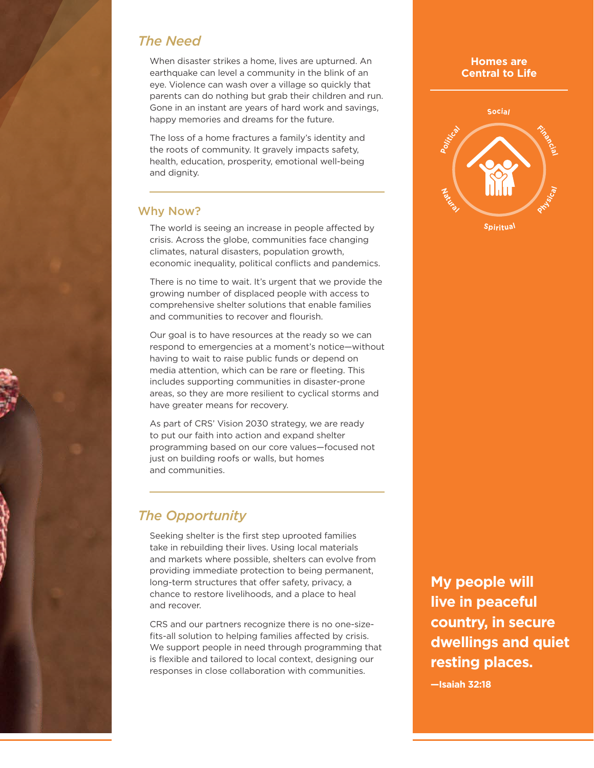## The Need

When disaster strikes a home, lives are upturned. An earthquake can level a community in the blink of an eye. Violence can wash over a village so quickly that parents can do nothing but grab their children and run. Gone in an instant are years of hard work and savings, happy memories and dreams for the future.

The loss of a home fractures a family's identity and the roots of community. It gravely impacts safety, health, education, prosperity, emotional well-being and dignity.

## Why Now?

The world is seeing an increase in people affected by crisis. Across the globe, communities face changing climates, natural disasters, population growth, economic inequality, political conflicts and pandemics.

There is no time to wait. It's urgent that we provide the growing number of displaced people with access to comprehensive shelter solutions that enable families and communities to recover and flourish.

Our goal is to have resources at the ready so we can respond to emergencies at a moment's notice—without having to wait to raise public funds or depend on media attention, which can be rare or fleeting. This includes supporting communities in disaster-prone areas, so they are more resilient to cyclical storms and have greater means for recovery.

As part of CRS' Vision 2030 strategy, we are ready to put our faith into action and expand shelter programming based on our core values—focused not just on building roofs or walls, but homes and communities.

## The Opportunity

Seeking shelter is the first step uprooted families take in rebuilding their lives. Using local materials and markets where possible, shelters can evolve from providing immediate protection to being permanent, long-term structures that offer safety, privacy, a chance to restore livelihoods, and a place to heal and recover.

CRS and our partners recognize there is no one-size-fits-all solution to helping families affected by crisis. We support people in need through programming that is flexible and tailored to local context, designing our responses in close collaboration with communities.

**Homes are Central to Life**

Social · Financial · Physical · Spiritual · Natural · Political

**My people will live in peaceful country, in secure dwellings and quiet resting places.**

**—Isaiah 32:18**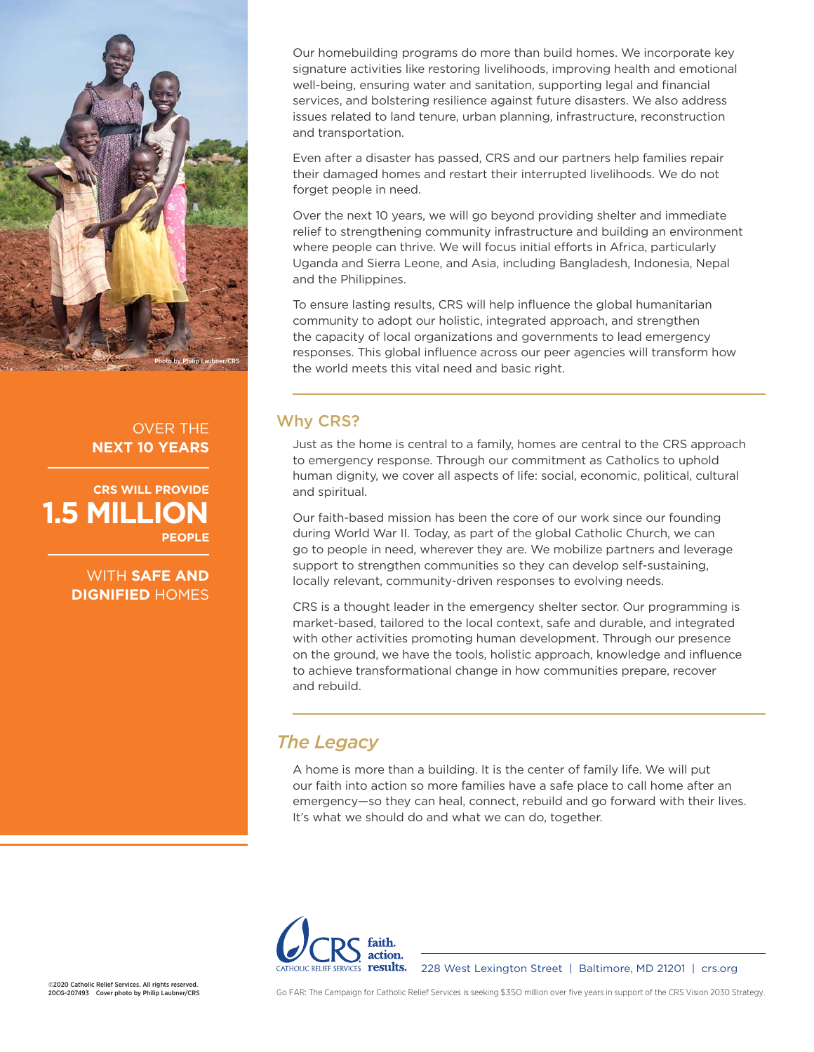Photo by Philip Laubner/CRS

OVER THE
**NEXT 10 YEARS**

**CRS WILL PROVIDE**
**1.5 MILLION**
**PEOPLE**

WITH **SAFE AND DIGNIFIED** HOMES

Our homebuilding programs do more than build homes. We incorporate key signature activities like restoring livelihoods, improving health and emotional well-being, ensuring water and sanitation, supporting legal and financial services, and bolstering resilience against future disasters. We also address issues related to land tenure, urban planning, infrastructure, reconstruction and transportation.

Even after a disaster has passed, CRS and our partners help families repair their damaged homes and restart their interrupted livelihoods. We do not forget people in need.

Over the next 10 years, we will go beyond providing shelter and immediate relief to strengthening community infrastructure and building an environment where people can thrive. We will focus initial efforts in Africa, particularly Uganda and Sierra Leone, and Asia, including Bangladesh, Indonesia, Nepal and the Philippines.

To ensure lasting results, CRS will help influence the global humanitarian community to adopt our holistic, integrated approach, and strengthen the capacity of local organizations and governments to lead emergency responses. This global influence across our peer agencies will transform how the world meets this vital need and basic right.

## Why CRS?

Just as the home is central to a family, homes are central to the CRS approach to emergency response. Through our commitment as Catholics to uphold human dignity, we cover all aspects of life: social, economic, political, cultural and spiritual.

Our faith-based mission has been the core of our work since our founding during World War II. Today, as part of the global Catholic Church, we can go to people in need, wherever they are. We mobilize partners and leverage support to strengthen communities so they can develop self-sustaining, locally relevant, community-driven responses to evolving needs.

CRS is a thought leader in the emergency shelter sector. Our programming is market-based, tailored to the local context, safe and durable, and integrated with other activities promoting human development. Through our presence on the ground, we have the tools, holistic approach, knowledge and influence to achieve transformational change in how communities prepare, recover and rebuild.

## *The Legacy*

A home is more than a building. It is the center of family life. We will put our faith into action so more families have a safe place to call home after an emergency—so they can heal, connect, rebuild and go forward with their lives. It's what we should do and what we can do, together.

CRS CATHOLIC RELIEF SERVICES **faith. action. results.**

228 West Lexington Street | Baltimore, MD 21201 | crs.org

©2020 Catholic Relief Services. All rights reserved.
20CG-207493 Cover photo by Philip Laubner/CRS

Go FAR: The Campaign for Catholic Relief Services is seeking $350 million over five years in support of the CRS Vision 2030 Strategy.